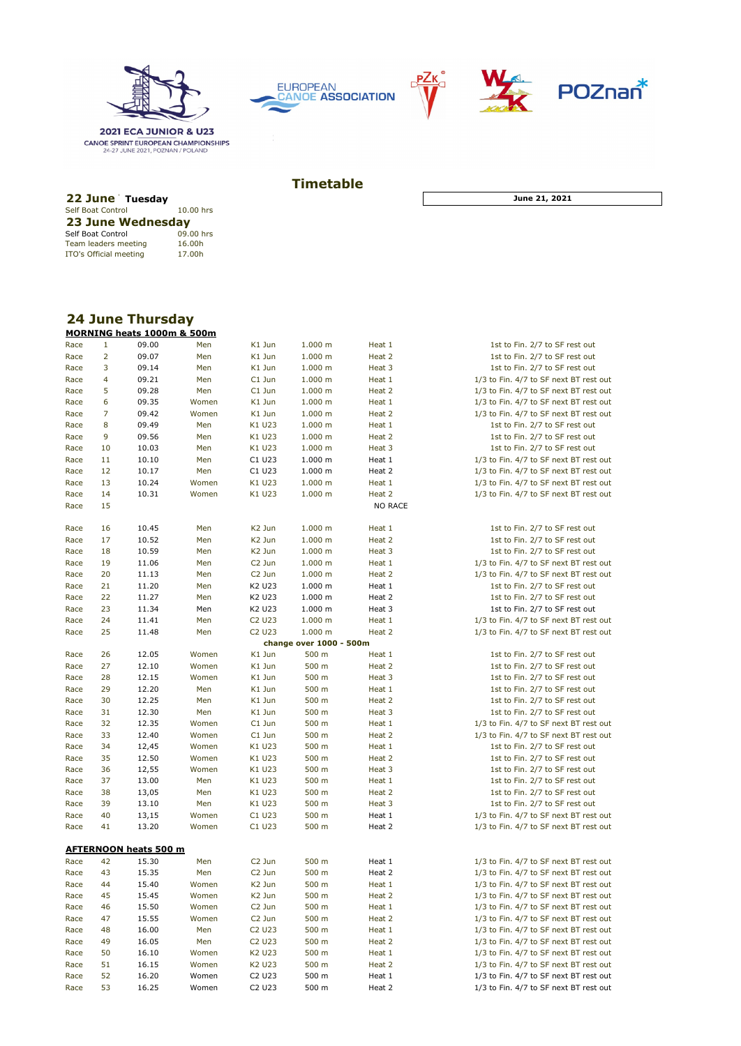2021 ECA JUNIOR & U23
CANOE SPRINT EUROPEAN CHAMPIONSHIPS
24-27 JUNE 2021, POZNAN / POLAND

EUROPEAN CANOE ASSOCIATION

# Timetable

**June 21, 2021**

## 22 June Tuesday

Self Boat Control 10.00 hrs

## 23 June Wednesday

Self Boat Control 09.00 hrs
Team leaders meeting 16.00h
ITO's Official meeting 17.00h

## 24 June Thursday

**MORNING heats 1000m & 500m**

| | | | | | | | |
|---|---|---|---|---|---|---|---|
| Race | 1 | 09.00 | Men | K1 Jun | 1.000 m | Heat 1 | 1st to Fin. 2/7 to SF rest out |
| Race | 2 | 09.07 | Men | K1 Jun | 1.000 m | Heat 2 | 1st to Fin. 2/7 to SF rest out |
| Race | 3 | 09.14 | Men | K1 Jun | 1.000 m | Heat 3 | 1st to Fin. 2/7 to SF rest out |
| Race | 4 | 09.21 | Men | C1 Jun | 1.000 m | Heat 1 | 1/3 to Fin. 4/7 to SF next BT rest out |
| Race | 5 | 09.28 | Men | C1 Jun | 1.000 m | Heat 2 | 1/3 to Fin. 4/7 to SF next BT rest out |
| Race | 6 | 09.35 | Women | K1 Jun | 1.000 m | Heat 1 | 1/3 to Fin. 4/7 to SF next BT rest out |
| Race | 7 | 09.42 | Women | K1 Jun | 1.000 m | Heat 2 | 1/3 to Fin. 4/7 to SF next BT rest out |
| Race | 8 | 09.49 | Men | K1 U23 | 1.000 m | Heat 1 | 1st to Fin. 2/7 to SF rest out |
| Race | 9 | 09.56 | Men | K1 U23 | 1.000 m | Heat 2 | 1st to Fin. 2/7 to SF rest out |
| Race | 10 | 10.03 | Men | K1 U23 | 1.000 m | Heat 3 | 1st to Fin. 2/7 to SF rest out |
| Race | 11 | 10.10 | Men | C1 U23 | 1.000 m | Heat 1 | 1/3 to Fin. 4/7 to SF next BT rest out |
| Race | 12 | 10.17 | Men | C1 U23 | 1.000 m | Heat 2 | 1/3 to Fin. 4/7 to SF next BT rest out |
| Race | 13 | 10.24 | Women | K1 U23 | 1.000 m | Heat 1 | 1/3 to Fin. 4/7 to SF next BT rest out |
| Race | 14 | 10.31 | Women | K1 U23 | 1.000 m | Heat 2 | 1/3 to Fin. 4/7 to SF next BT rest out |
| Race | 15 | | | | | NO RACE | |
| | | | | | | | |
| Race | 16 | 10.45 | Men | K2 Jun | 1.000 m | Heat 1 | 1st to Fin. 2/7 to SF rest out |
| Race | 17 | 10.52 | Men | K2 Jun | 1.000 m | Heat 2 | 1st to Fin. 2/7 to SF rest out |
| Race | 18 | 10.59 | Men | K2 Jun | 1.000 m | Heat 3 | 1st to Fin. 2/7 to SF rest out |
| Race | 19 | 11.06 | Men | C2 Jun | 1.000 m | Heat 1 | 1/3 to Fin. 4/7 to SF next BT rest out |
| Race | 20 | 11.13 | Men | C2 Jun | 1.000 m | Heat 2 | 1/3 to Fin. 4/7 to SF next BT rest out |
| Race | 21 | 11.20 | Men | K2 U23 | 1.000 m | Heat 1 | 1st to Fin. 2/7 to SF rest out |
| Race | 22 | 11.27 | Men | K2 U23 | 1.000 m | Heat 2 | 1st to Fin. 2/7 to SF rest out |
| Race | 23 | 11.34 | Men | K2 U23 | 1.000 m | Heat 3 | 1st to Fin. 2/7 to SF rest out |
| Race | 24 | 11.41 | Men | C2 U23 | 1.000 m | Heat 1 | 1/3 to Fin. 4/7 to SF next BT rest out |
| Race | 25 | 11.48 | Men | C2 U23 | 1.000 m | Heat 2 | 1/3 to Fin. 4/7 to SF next BT rest out |
| | | | | **change over 1000 - 500m** | | | |
| Race | 26 | 12.05 | Women | K1 Jun | 500 m | Heat 1 | 1st to Fin. 2/7 to SF rest out |
| Race | 27 | 12.10 | Women | K1 Jun | 500 m | Heat 2 | 1st to Fin. 2/7 to SF rest out |
| Race | 28 | 12.15 | Women | K1 Jun | 500 m | Heat 3 | 1st to Fin. 2/7 to SF rest out |
| Race | 29 | 12.20 | Men | K1 Jun | 500 m | Heat 1 | 1st to Fin. 2/7 to SF rest out |
| Race | 30 | 12.25 | Men | K1 Jun | 500 m | Heat 2 | 1st to Fin. 2/7 to SF rest out |
| Race | 31 | 12.30 | Men | K1 Jun | 500 m | Heat 3 | 1st to Fin. 2/7 to SF rest out |
| Race | 32 | 12.35 | Women | C1 Jun | 500 m | Heat 1 | 1/3 to Fin. 4/7 to SF next BT rest out |
| Race | 33 | 12.40 | Women | C1 Jun | 500 m | Heat 2 | 1/3 to Fin. 4/7 to SF next BT rest out |
| Race | 34 | 12,45 | Women | K1 U23 | 500 m | Heat 1 | 1st to Fin. 2/7 to SF rest out |
| Race | 35 | 12.50 | Women | K1 U23 | 500 m | Heat 2 | 1st to Fin. 2/7 to SF rest out |
| Race | 36 | 12,55 | Women | K1 U23 | 500 m | Heat 3 | 1st to Fin. 2/7 to SF rest out |
| Race | 37 | 13.00 | Men | K1 U23 | 500 m | Heat 1 | 1st to Fin. 2/7 to SF rest out |
| Race | 38 | 13,05 | Men | K1 U23 | 500 m | Heat 2 | 1st to Fin. 2/7 to SF rest out |
| Race | 39 | 13.10 | Men | K1 U23 | 500 m | Heat 3 | 1st to Fin. 2/7 to SF rest out |
| Race | 40 | 13,15 | Women | C1 U23 | 500 m | Heat 1 | 1/3 to Fin. 4/7 to SF next BT rest out |
| Race | 41 | 13.20 | Women | C1 U23 | 500 m | Heat 2 | 1/3 to Fin. 4/7 to SF next BT rest out |

**AFTERNOON heats 500 m**

| | | | | | | | |
|---|---|---|---|---|---|---|---|
| Race | 42 | 15.30 | Men | C2 Jun | 500 m | Heat 1 | 1/3 to Fin. 4/7 to SF next BT rest out |
| Race | 43 | 15.35 | Men | C2 Jun | 500 m | Heat 2 | 1/3 to Fin. 4/7 to SF next BT rest out |
| Race | 44 | 15.40 | Women | K2 Jun | 500 m | Heat 1 | 1/3 to Fin. 4/7 to SF next BT rest out |
| Race | 45 | 15.45 | Women | K2 Jun | 500 m | Heat 2 | 1/3 to Fin. 4/7 to SF next BT rest out |
| Race | 46 | 15.50 | Women | C2 Jun | 500 m | Heat 1 | 1/3 to Fin. 4/7 to SF next BT rest out |
| Race | 47 | 15.55 | Women | C2 Jun | 500 m | Heat 2 | 1/3 to Fin. 4/7 to SF next BT rest out |
| Race | 48 | 16.00 | Men | C2 U23 | 500 m | Heat 1 | 1/3 to Fin. 4/7 to SF next BT rest out |
| Race | 49 | 16.05 | Men | C2 U23 | 500 m | Heat 2 | 1/3 to Fin. 4/7 to SF next BT rest out |
| Race | 50 | 16.10 | Women | K2 U23 | 500 m | Heat 1 | 1/3 to Fin. 4/7 to SF next BT rest out |
| Race | 51 | 16.15 | Women | K2 U23 | 500 m | Heat 2 | 1/3 to Fin. 4/7 to SF next BT rest out |
| Race | 52 | 16.20 | Women | C2 U23 | 500 m | Heat 1 | 1/3 to Fin. 4/7 to SF next BT rest out |
| Race | 53 | 16.25 | Women | C2 U23 | 500 m | Heat 2 | 1/3 to Fin. 4/7 to SF next BT rest out |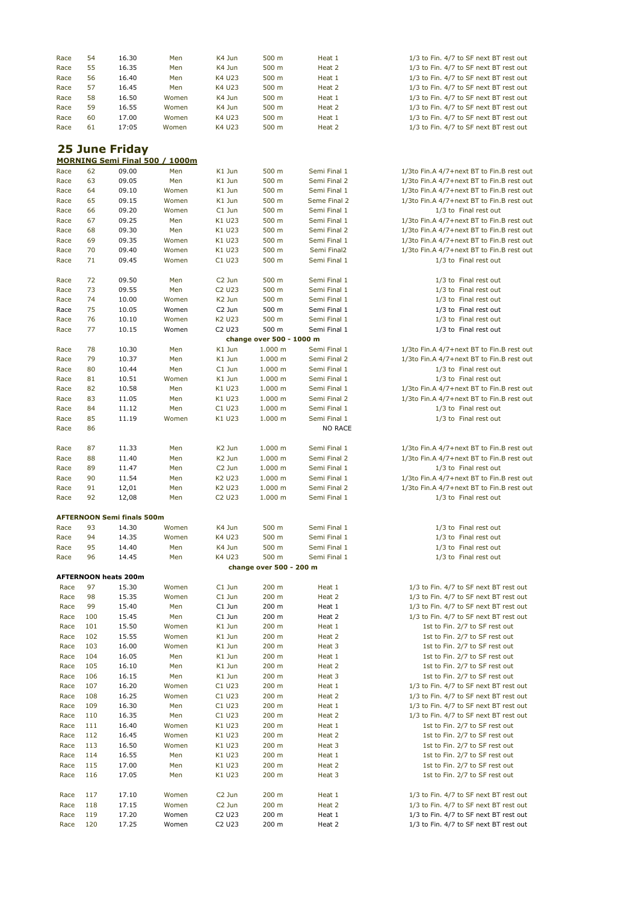| | | | | | | | |
|---|---|---|---|---|---|---|---|
| Race | 54 | 16.30 | Men | K4 Jun | 500 m | Heat 1 | 1/3 to Fin. 4/7 to SF next BT rest out |
| Race | 55 | 16.35 | Men | K4 Jun | 500 m | Heat 2 | 1/3 to Fin. 4/7 to SF next BT rest out |
| Race | 56 | 16.40 | Men | K4 U23 | 500 m | Heat 1 | 1/3 to Fin. 4/7 to SF next BT rest out |
| Race | 57 | 16.45 | Men | K4 U23 | 500 m | Heat 2 | 1/3 to Fin. 4/7 to SF next BT rest out |
| Race | 58 | 16.50 | Women | K4 Jun | 500 m | Heat 1 | 1/3 to Fin. 4/7 to SF next BT rest out |
| Race | 59 | 16.55 | Women | K4 Jun | 500 m | Heat 2 | 1/3 to Fin. 4/7 to SF next BT rest out |
| Race | 60 | 17.00 | Women | K4 U23 | 500 m | Heat 1 | 1/3 to Fin. 4/7 to SF next BT rest out |
| Race | 61 | 17:05 | Women | K4 U23 | 500 m | Heat 2 | 1/3 to Fin. 4/7 to SF next BT rest out |

## 25 June Friday

**MORNING Semi Final 500 / 1000m**

| | | | | | | | |
|---|---|---|---|---|---|---|---|
| Race | 62 | 09.00 | Men | K1 Jun | 500 m | Semi Final 1 | 1/3to Fin.A 4/7+next BT to Fin.B rest out |
| Race | 63 | 09.05 | Men | K1 Jun | 500 m | Semi Final 2 | 1/3to Fin.A 4/7+next BT to Fin.B rest out |
| Race | 64 | 09.10 | Women | K1 Jun | 500 m | Semi Final 1 | 1/3to Fin.A 4/7+next BT to Fin.B rest out |
| Race | 65 | 09.15 | Women | K1 Jun | 500 m | Seme Final 2 | 1/3to Fin.A 4/7+next BT to Fin.B rest out |
| Race | 66 | 09.20 | Women | C1 Jun | 500 m | Semi Final 1 | 1/3 to Final rest out |
| Race | 67 | 09.25 | Men | K1 U23 | 500 m | Semi Final 1 | 1/3to Fin.A 4/7+next BT to Fin.B rest out |
| Race | 68 | 09.30 | Men | K1 U23 | 500 m | Semi Final 2 | 1/3to Fin.A 4/7+next BT to Fin.B rest out |
| Race | 69 | 09.35 | Women | K1 U23 | 500 m | Semi Final 1 | 1/3to Fin.A 4/7+next BT to Fin.B rest out |
| Race | 70 | 09.40 | Women | K1 U23 | 500 m | Semi Final2 | 1/3to Fin.A 4/7+next BT to Fin.B rest out |
| Race | 71 | 09.45 | Women | C1 U23 | 500 m | Semi Final 1 | 1/3 to Final rest out |
| | | | | | | | |
| Race | 72 | 09.50 | Men | C2 Jun | 500 m | Semi Final 1 | 1/3 to Final rest out |
| Race | 73 | 09.55 | Men | C2 U23 | 500 m | Semi Final 1 | 1/3 to Final rest out |
| Race | 74 | 10.00 | Women | K2 Jun | 500 m | Semi Final 1 | 1/3 to Final rest out |
| Race | 75 | 10.05 | Women | C2 Jun | 500 m | Semi Final 1 | 1/3 to Final rest out |
| Race | 76 | 10.10 | Women | K2 U23 | 500 m | Semi Final 1 | 1/3 to Final rest out |
| Race | 77 | 10.15 | Women | C2 U23 | 500 m | Semi Final 1 | 1/3 to Final rest out |
| | | | | | **change over 500 - 1000 m** | | |
| Race | 78 | 10.30 | Men | K1 Jun | 1.000 m | Semi Final 1 | 1/3to Fin.A 4/7+next BT to Fin.B rest out |
| Race | 79 | 10.37 | Men | K1 Jun | 1.000 m | Semi Final 2 | 1/3to Fin.A 4/7+next BT to Fin.B rest out |
| Race | 80 | 10.44 | Men | C1 Jun | 1.000 m | Semi Final 1 | 1/3 to Final rest out |
| Race | 81 | 10.51 | Women | K1 Jun | 1.000 m | Semi Final 1 | 1/3 to Final rest out |
| Race | 82 | 10.58 | Men | K1 U23 | 1.000 m | Semi Final 1 | 1/3to Fin.A 4/7+next BT to Fin.B rest out |
| Race | 83 | 11.05 | Men | K1 U23 | 1.000 m | Semi Final 2 | 1/3to Fin.A 4/7+next BT to Fin.B rest out |
| Race | 84 | 11.12 | Men | C1 U23 | 1.000 m | Semi Final 1 | 1/3 to Final rest out |
| Race | 85 | 11.19 | Women | K1 U23 | 1.000 m | Semi Final 1 | 1/3 to Final rest out |
| Race | 86 | | | | | NO RACE | |
| | | | | | | | |
| Race | 87 | 11.33 | Men | K2 Jun | 1.000 m | Semi Final 1 | 1/3to Fin.A 4/7+next BT to Fin.B rest out |
| Race | 88 | 11.40 | Men | K2 Jun | 1.000 m | Semi Final 2 | 1/3to Fin.A 4/7+next BT to Fin.B rest out |
| Race | 89 | 11.47 | Men | C2 Jun | 1.000 m | Semi Final 1 | 1/3 to Final rest out |
| Race | 90 | 11.54 | Men | K2 U23 | 1.000 m | Semi Final 1 | 1/3to Fin.A 4/7+next BT to Fin.B rest out |
| Race | 91 | 12,01 | Men | K2 U23 | 1.000 m | Semi Final 2 | 1/3to Fin.A 4/7+next BT to Fin.B rest out |
| Race | 92 | 12,08 | Men | C2 U23 | 1.000 m | Semi Final 1 | 1/3 to Final rest out |

**AFTERNOON Semi finals 500m**

| | | | | | | | |
|---|---|---|---|---|---|---|---|
| Race | 93 | 14.30 | Women | K4 Jun | 500 m | Semi Final 1 | 1/3 to Final rest out |
| Race | 94 | 14.35 | Women | K4 U23 | 500 m | Semi Final 1 | 1/3 to Final rest out |
| Race | 95 | 14.40 | Men | K4 Jun | 500 m | Semi Final 1 | 1/3 to Final rest out |
| Race | 96 | 14.45 | Men | K4 U23 | 500 m | Semi Final 1 | 1/3 to Final rest out |
| | | | | | **change over 500 - 200 m** | | |

**AFTERNOON heats 200m**

| | | | | | | | |
|---|---|---|---|---|---|---|---|
| Race | 97 | 15.30 | Women | C1 Jun | 200 m | Heat 1 | 1/3 to Fin. 4/7 to SF next BT rest out |
| Race | 98 | 15.35 | Women | C1 Jun | 200 m | Heat 2 | 1/3 to Fin. 4/7 to SF next BT rest out |
| Race | 99 | 15.40 | Men | C1 Jun | 200 m | Heat 1 | 1/3 to Fin. 4/7 to SF next BT rest out |
| Race | 100 | 15.45 | Men | C1 Jun | 200 m | Heat 2 | 1/3 to Fin. 4/7 to SF next BT rest out |
| Race | 101 | 15.50 | Women | K1 Jun | 200 m | Heat 1 | 1st to Fin. 2/7 to SF rest out |
| Race | 102 | 15.55 | Women | K1 Jun | 200 m | Heat 2 | 1st to Fin. 2/7 to SF rest out |
| Race | 103 | 16.00 | Women | K1 Jun | 200 m | Heat 3 | 1st to Fin. 2/7 to SF rest out |
| Race | 104 | 16.05 | Men | K1 Jun | 200 m | Heat 1 | 1st to Fin. 2/7 to SF rest out |
| Race | 105 | 16.10 | Men | K1 Jun | 200 m | Heat 2 | 1st to Fin. 2/7 to SF rest out |
| Race | 106 | 16.15 | Men | K1 Jun | 200 m | Heat 3 | 1st to Fin. 2/7 to SF rest out |
| Race | 107 | 16.20 | Women | C1 U23 | 200 m | Heat 1 | 1/3 to Fin. 4/7 to SF next BT rest out |
| Race | 108 | 16.25 | Women | C1 U23 | 200 m | Heat 2 | 1/3 to Fin. 4/7 to SF next BT rest out |
| Race | 109 | 16.30 | Men | C1 U23 | 200 m | Heat 1 | 1/3 to Fin. 4/7 to SF next BT rest out |
| Race | 110 | 16.35 | Men | C1 U23 | 200 m | Heat 2 | 1/3 to Fin. 4/7 to SF next BT rest out |
| Race | 111 | 16.40 | Women | K1 U23 | 200 m | Heat 1 | 1st to Fin. 2/7 to SF rest out |
| Race | 112 | 16.45 | Women | K1 U23 | 200 m | Heat 2 | 1st to Fin. 2/7 to SF rest out |
| Race | 113 | 16.50 | Women | K1 U23 | 200 m | Heat 3 | 1st to Fin. 2/7 to SF rest out |
| Race | 114 | 16.55 | Men | K1 U23 | 200 m | Heat 1 | 1st to Fin. 2/7 to SF rest out |
| Race | 115 | 17.00 | Men | K1 U23 | 200 m | Heat 2 | 1st to Fin. 2/7 to SF rest out |
| Race | 116 | 17.05 | Men | K1 U23 | 200 m | Heat 3 | 1st to Fin. 2/7 to SF rest out |
| | | | | | | | |
| Race | 117 | 17.10 | Women | C2 Jun | 200 m | Heat 1 | 1/3 to Fin. 4/7 to SF next BT rest out |
| Race | 118 | 17.15 | Women | C2 Jun | 200 m | Heat 2 | 1/3 to Fin. 4/7 to SF next BT rest out |
| Race | 119 | 17.20 | Women | C2 U23 | 200 m | Heat 1 | 1/3 to Fin. 4/7 to SF next BT rest out |
| Race | 120 | 17.25 | Women | C2 U23 | 200 m | Heat 2 | 1/3 to Fin. 4/7 to SF next BT rest out |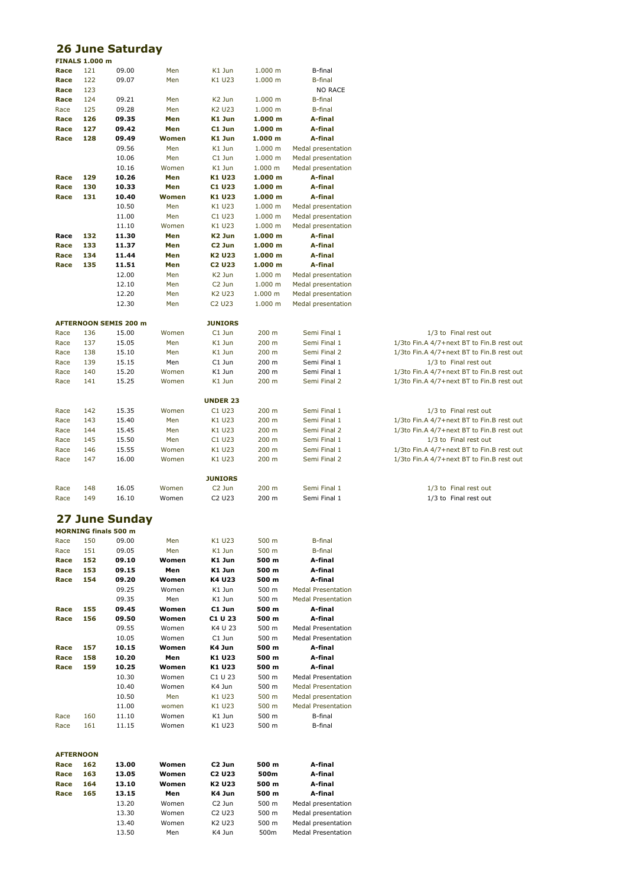## 26 June Saturday

**FINALS 1.000 m**

| | | | | | | | |
|---|---|---|---|---|---|---|---|
| **Race** | 121 | 09.00 | Men | K1 Jun | 1.000 m | B-final | |
| **Race** | 122 | 09.07 | Men | K1 U23 | 1.000 m | B-final | |
| **Race** | 123 | | | | | NO RACE | |
| **Race** | 124 | 09.21 | Men | K2 Jun | 1.000 m | B-final | |
| Race | 125 | 09.28 | Men | K2 U23 | 1.000 m | B-final | |
| **Race** | **126** | **09.35** | **Men** | **K1 Jun** | **1.000 m** | **A-final** | |
| **Race** | **127** | **09.42** | **Men** | **C1 Jun** | **1.000 m** | **A-final** | |
| **Race** | **128** | **09.49** | **Women** | **K1 Jun** | **1.000 m** | **A-final** | |
| | | 09.56 | Men | K1 Jun | 1.000 m | Medal presentation | |
| | | 10.06 | Men | C1 Jun | 1.000 m | Medal presentation | |
| | | 10.16 | Women | K1 Jun | 1.000 m | Medal presentation | |
| **Race** | **129** | **10.26** | **Men** | **K1 U23** | **1.000 m** | **A-final** | |
| **Race** | **130** | **10.33** | **Men** | **C1 U23** | **1.000 m** | **A-final** | |
| **Race** | **131** | **10.40** | **Women** | **K1 U23** | **1.000 m** | **A-final** | |
| | | 10.50 | Men | K1 U23 | 1.000 m | Medal presentation | |
| | | 11.00 | Men | C1 U23 | 1.000 m | Medal presentation | |
| | | 11.10 | Women | K1 U23 | 1.000 m | Medal presentation | |
| **Race** | **132** | **11.30** | **Men** | **K2 Jun** | **1.000 m** | **A-final** | |
| **Race** | **133** | **11.37** | **Men** | **C2 Jun** | **1.000 m** | **A-final** | |
| **Race** | **134** | **11.44** | **Men** | **K2 U23** | **1.000 m** | **A-final** | |
| **Race** | **135** | **11.51** | **Men** | **C2 U23** | **1.000 m** | **A-final** | |
| | | 12.00 | Men | K2 Jun | 1.000 m | Medal presentation | |
| | | 12.10 | Men | C2 Jun | 1.000 m | Medal presentation | |
| | | 12.20 | Men | K2 U23 | 1.000 m | Medal presentation | |
| | | 12.30 | Men | C2 U23 | 1.000 m | Medal presentation | |
| **AFTERNOON SEMIS 200 m** | | | | **JUNIORS** | | | |
| Race | 136 | 15.00 | Women | C1 Jun | 200 m | Semi Final 1 | 1/3 to Final rest out |
| Race | 137 | 15.05 | Men | K1 Jun | 200 m | Semi Final 1 | 1/3to Fin.A 4/7+next BT to Fin.B rest out |
| Race | 138 | 15.10 | Men | K1 Jun | 200 m | Semi Final 2 | 1/3to Fin.A 4/7+next BT to Fin.B rest out |
| Race | 139 | 15.15 | Men | C1 Jun | 200 m | Semi Final 1 | 1/3 to Final rest out |
| Race | 140 | 15.20 | Women | K1 Jun | 200 m | Semi Final 1 | 1/3to Fin.A 4/7+next BT to Fin.B rest out |
| Race | 141 | 15.25 | Women | K1 Jun | 200 m | Semi Final 2 | 1/3to Fin.A 4/7+next BT to Fin.B rest out |
| | | | | **UNDER 23** | | | |
| Race | 142 | 15.35 | Women | C1 U23 | 200 m | Semi Final 1 | 1/3 to Final rest out |
| Race | 143 | 15.40 | Men | K1 U23 | 200 m | Semi Final 1 | 1/3to Fin.A 4/7+next BT to Fin.B rest out |
| Race | 144 | 15.45 | Men | K1 U23 | 200 m | Semi Final 2 | 1/3to Fin.A 4/7+next BT to Fin.B rest out |
| Race | 145 | 15.50 | Men | C1 U23 | 200 m | Semi Final 1 | 1/3 to Final rest out |
| Race | 146 | 15.55 | Women | K1 U23 | 200 m | Semi Final 1 | 1/3to Fin.A 4/7+next BT to Fin.B rest out |
| Race | 147 | 16.00 | Women | K1 U23 | 200 m | Semi Final 2 | 1/3to Fin.A 4/7+next BT to Fin.B rest out |
| | | | | **JUNIORS** | | | |
| Race | 148 | 16.05 | Women | C2 Jun | 200 m | Semi Final 1 | 1/3 to Final rest out |
| Race | 149 | 16.10 | Women | C2 U23 | 200 m | Semi Final 1 | 1/3 to Final rest out |

## 27 June Sunday

**MORNING finals 500 m**

| | | | | | | |
|---|---|---|---|---|---|---|
| Race | 150 | 09.00 | Men | K1 U23 | 500 m | B-final |
| Race | 151 | 09.05 | Men | K1 Jun | 500 m | B-final |
| **Race** | **152** | **09.10** | **Women** | **K1 Jun** | **500 m** | **A-final** |
| **Race** | **153** | **09.15** | **Men** | **K1 Jun** | **500 m** | **A-final** |
| **Race** | **154** | **09.20** | **Women** | **K4 U23** | **500 m** | **A-final** |
| | | 09.25 | Women | K1 Jun | 500 m | Medal Presentation |
| | | 09.35 | Men | K1 Jun | 500 m | Medal Presentation |
| **Race** | **155** | **09.45** | **Women** | **C1 Jun** | **500 m** | **A-final** |
| **Race** | **156** | **09.50** | **Women** | **C1 U 23** | **500 m** | **A-final** |
| | | 09.55 | Women | K4 U 23 | 500 m | Medal Presentation |
| | | 10.05 | Women | C1 Jun | 500 m | Medal Presentation |
| **Race** | **157** | **10.15** | **Women** | **K4 Jun** | **500 m** | **A-final** |
| **Race** | **158** | **10.20** | **Men** | **K1 U23** | **500 m** | **A-final** |
| **Race** | **159** | **10.25** | **Women** | **K1 U23** | **500 m** | **A-final** |
| | | 10.30 | Women | C1 U 23 | 500 m | Medal Presentation |
| | | 10.40 | Women | K4 Jun | 500 m | Medal Presentation |
| | | 10.50 | Men | K1 U23 | 500 m | Medal presentation |
| | | 11.00 | women | K1 U23 | 500 m | Medal Presentation |
| Race | 160 | 11.10 | Women | K1 Jun | 500 m | B-final |
| Race | 161 | 11.15 | Women | K1 U23 | 500 m | B-final |

**AFTERNOON**

| | | | | | | |
|---|---|---|---|---|---|---|
| **Race** | **162** | **13.00** | **Women** | **C2 Jun** | **500 m** | **A-final** |
| **Race** | **163** | **13.05** | **Women** | **C2 U23** | **500m** | **A-final** |
| **Race** | **164** | **13.10** | **Women** | **K2 U23** | **500 m** | **A-final** |
| **Race** | **165** | **13.15** | **Men** | **K4 Jun** | **500 m** | **A-final** |
| | | 13.20 | Women | C2 Jun | 500 m | Medal presentation |
| | | 13.30 | Women | C2 U23 | 500 m | Medal presentation |
| | | 13.40 | Women | K2 U23 | 500 m | Medal presentation |
| | | 13.50 | Men | K4 Jun | 500m | Medal Presentation |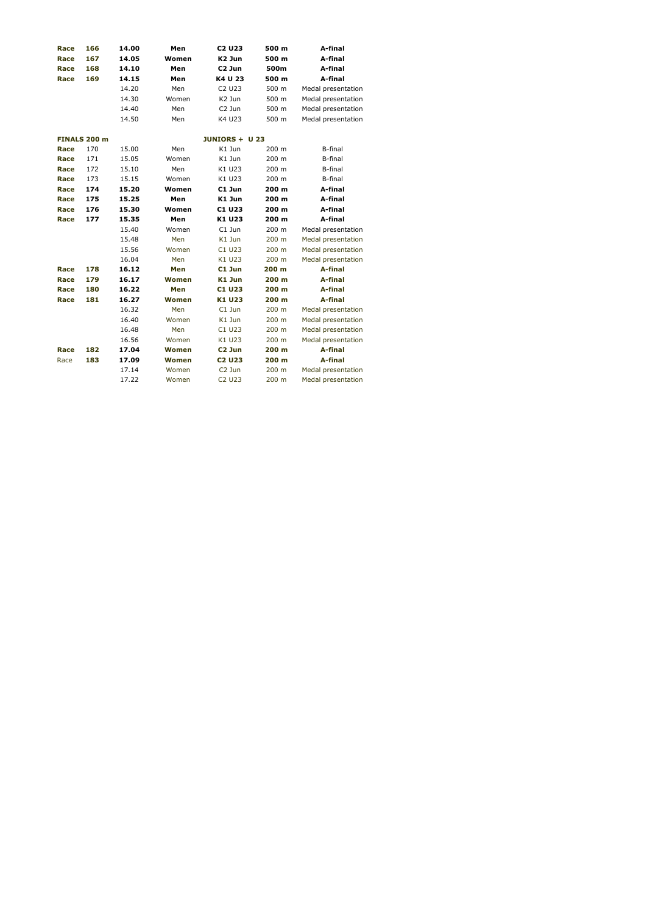| | | | | | | |
|---|---|---|---|---|---|---|
| **Race** | **166** | **14.00** | **Men** | **C2 U23** | **500 m** | **A-final** |
| **Race** | **167** | **14.05** | **Women** | **K2 Jun** | **500 m** | **A-final** |
| **Race** | **168** | **14.10** | **Men** | **C2 Jun** | **500m** | **A-final** |
| **Race** | **169** | **14.15** | **Men** | **K4 U 23** | **500 m** | **A-final** |
| | | 14.20 | Men | C2 U23 | 500 m | Medal presentation |
| | | 14.30 | Women | K2 Jun | 500 m | Medal presentation |
| | | 14.40 | Men | C2 Jun | 500 m | Medal presentation |
| | | 14.50 | Men | K4 U23 | 500 m | Medal presentation |
| **FINALS 200 m** | | | | **JUNIORS + U 23** | | |
| **Race** | 170 | 15.00 | Men | K1 Jun | 200 m | B-final |
| **Race** | 171 | 15.05 | Women | K1 Jun | 200 m | B-final |
| **Race** | 172 | 15.10 | Men | K1 U23 | 200 m | B-final |
| **Race** | 173 | 15.15 | Women | K1 U23 | 200 m | B-final |
| **Race** | **174** | **15.20** | **Women** | **C1 Jun** | **200 m** | **A-final** |
| **Race** | **175** | **15.25** | **Men** | **K1 Jun** | **200 m** | **A-final** |
| **Race** | **176** | **15.30** | **Women** | **C1 U23** | **200 m** | **A-final** |
| **Race** | **177** | **15.35** | **Men** | **K1 U23** | **200 m** | **A-final** |
| | | 15.40 | Women | C1 Jun | 200 m | Medal presentation |
| | | 15.48 | Men | K1 Jun | 200 m | Medal presentation |
| | | 15.56 | Women | C1 U23 | 200 m | Medal presentation |
| | | 16.04 | Men | K1 U23 | 200 m | Medal presentation |
| **Race** | **178** | **16.12** | **Men** | **C1 Jun** | **200 m** | **A-final** |
| **Race** | **179** | **16.17** | **Women** | **K1 Jun** | **200 m** | **A-final** |
| **Race** | **180** | **16.22** | **Men** | **C1 U23** | **200 m** | **A-final** |
| **Race** | **181** | **16.27** | **Women** | **K1 U23** | **200 m** | **A-final** |
| | | 16.32 | Men | C1 Jun | 200 m | Medal presentation |
| | | 16.40 | Women | K1 Jun | 200 m | Medal presentation |
| | | 16.48 | Men | C1 U23 | 200 m | Medal presentation |
| | | 16.56 | Women | K1 U23 | 200 m | Medal presentation |
| **Race** | **182** | **17.04** | **Women** | **C2 Jun** | **200 m** | **A-final** |
| Race | **183** | **17.09** | **Women** | **C2 U23** | **200 m** | **A-final** |
| | | 17.14 | Women | C2 Jun | 200 m | Medal presentation |
| | | 17.22 | Women | C2 U23 | 200 m | Medal presentation |